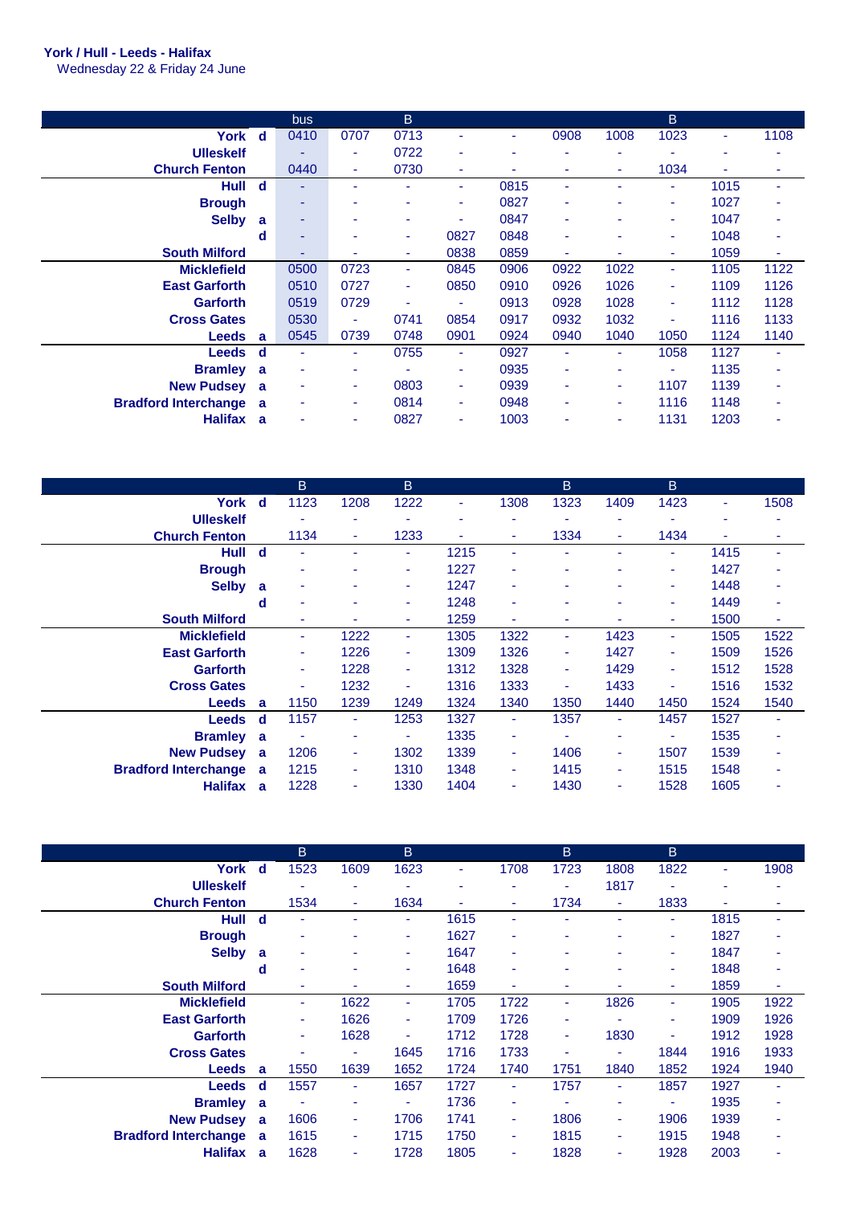**York / Hull - Leeds - Halifax**
Wednesday 22 & Friday 24 June

| | | bus | | B | | | | | B | | |
|---|---|---|---|---|---|---|---|---|---|---|---|
| **York** | **d** | 0410 | 0707 | 0713 | - | - | 0908 | 1008 | 1023 | - | 1108 |
| **Ulleskelf** | | - | - | 0722 | - | - | - | - | - | - | - |
| **Church Fenton** | | 0440 | - | 0730 | - | - | - | - | 1034 | - | - |
| **Hull** | **d** | - | - | - | - | 0815 | - | - | - | 1015 | - |
| **Brough** | | - | - | - | - | 0827 | - | - | - | 1027 | - |
| **Selby** | **a** | - | - | - | - | 0847 | - | - | - | 1047 | - |
| | **d** | - | - | - | 0827 | 0848 | - | - | - | 1048 | - |
| **South Milford** | | - | - | - | 0838 | 0859 | - | - | - | 1059 | - |
| **Micklefield** | | 0500 | 0723 | - | 0845 | 0906 | 0922 | 1022 | - | 1105 | 1122 |
| **East Garforth** | | 0510 | 0727 | - | 0850 | 0910 | 0926 | 1026 | - | 1109 | 1126 |
| **Garforth** | | 0519 | 0729 | - | - | 0913 | 0928 | 1028 | - | 1112 | 1128 |
| **Cross Gates** | | 0530 | - | 0741 | 0854 | 0917 | 0932 | 1032 | - | 1116 | 1133 |
| **Leeds** | **a** | 0545 | 0739 | 0748 | 0901 | 0924 | 0940 | 1040 | 1050 | 1124 | 1140 |
| **Leeds** | **d** | - | - | 0755 | - | 0927 | - | - | 1058 | 1127 | - |
| **Bramley** | **a** | - | - | - | - | 0935 | - | - | - | 1135 | - |
| **New Pudsey** | **a** | - | - | 0803 | - | 0939 | - | - | 1107 | 1139 | - |
| **Bradford Interchange** | **a** | - | - | 0814 | - | 0948 | - | - | 1116 | 1148 | - |
| **Halifax** | **a** | - | - | 0827 | - | 1003 | - | - | 1131 | 1203 | - |

| | | B | | B | | | B | | B | | |
|---|---|---|---|---|---|---|---|---|---|---|---|
| **York** | **d** | 1123 | 1208 | 1222 | - | 1308 | 1323 | 1409 | 1423 | - | 1508 |
| **Ulleskelf** | | - | - | - | - | - | - | - | - | - | - |
| **Church Fenton** | | 1134 | - | 1233 | - | - | 1334 | - | 1434 | - | - |
| **Hull** | **d** | - | - | - | 1215 | - | - | - | - | 1415 | - |
| **Brough** | | - | - | - | 1227 | - | - | - | - | 1427 | - |
| **Selby** | **a** | - | - | - | 1247 | - | - | - | - | 1448 | - |
| | **d** | - | - | - | 1248 | - | - | - | - | 1449 | - |
| **South Milford** | | - | - | - | 1259 | - | - | - | - | 1500 | - |
| **Micklefield** | | - | 1222 | - | 1305 | 1322 | - | 1423 | - | 1505 | 1522 |
| **East Garforth** | | - | 1226 | - | 1309 | 1326 | - | 1427 | - | 1509 | 1526 |
| **Garforth** | | - | 1228 | - | 1312 | 1328 | - | 1429 | - | 1512 | 1528 |
| **Cross Gates** | | - | 1232 | - | 1316 | 1333 | - | 1433 | - | 1516 | 1532 |
| **Leeds** | **a** | 1150 | 1239 | 1249 | 1324 | 1340 | 1350 | 1440 | 1450 | 1524 | 1540 |
| **Leeds** | **d** | 1157 | - | 1253 | 1327 | - | 1357 | - | 1457 | 1527 | - |
| **Bramley** | **a** | - | - | - | 1335 | - | - | - | - | 1535 | - |
| **New Pudsey** | **a** | 1206 | - | 1302 | 1339 | - | 1406 | - | 1507 | 1539 | - |
| **Bradford Interchange** | **a** | 1215 | - | 1310 | 1348 | - | 1415 | - | 1515 | 1548 | - |
| **Halifax** | **a** | 1228 | - | 1330 | 1404 | - | 1430 | - | 1528 | 1605 | - |

| | | B | | B | | | B | | B | | |
|---|---|---|---|---|---|---|---|---|---|---|---|
| **York** | **d** | 1523 | 1609 | 1623 | - | 1708 | 1723 | 1808 | 1822 | - | 1908 |
| **Ulleskelf** | | - | - | - | - | - | - | 1817 | - | - | - |
| **Church Fenton** | | 1534 | - | 1634 | - | - | 1734 | - | 1833 | - | - |
| **Hull** | **d** | - | - | - | 1615 | - | - | - | - | 1815 | - |
| **Brough** | | - | - | - | 1627 | - | - | - | - | 1827 | - |
| **Selby** | **a** | - | - | - | 1647 | - | - | - | - | 1847 | - |
| | **d** | - | - | - | 1648 | - | - | - | - | 1848 | - |
| **South Milford** | | - | - | - | 1659 | - | - | - | - | 1859 | - |
| **Micklefield** | | - | 1622 | - | 1705 | 1722 | - | 1826 | - | 1905 | 1922 |
| **East Garforth** | | - | 1626 | - | 1709 | 1726 | - | - | - | 1909 | 1926 |
| **Garforth** | | - | 1628 | - | 1712 | 1728 | - | 1830 | - | 1912 | 1928 |
| **Cross Gates** | | - | - | 1645 | 1716 | 1733 | - | - | 1844 | 1916 | 1933 |
| **Leeds** | **a** | 1550 | 1639 | 1652 | 1724 | 1740 | 1751 | 1840 | 1852 | 1924 | 1940 |
| **Leeds** | **d** | 1557 | - | 1657 | 1727 | - | 1757 | - | 1857 | 1927 | - |
| **Bramley** | **a** | - | - | - | 1736 | - | - | - | - | 1935 | - |
| **New Pudsey** | **a** | 1606 | - | 1706 | 1741 | - | 1806 | - | 1906 | 1939 | - |
| **Bradford Interchange** | **a** | 1615 | - | 1715 | 1750 | - | 1815 | - | 1915 | 1948 | - |
| **Halifax** | **a** | 1628 | - | 1728 | 1805 | - | 1828 | - | 1928 | 2003 | - |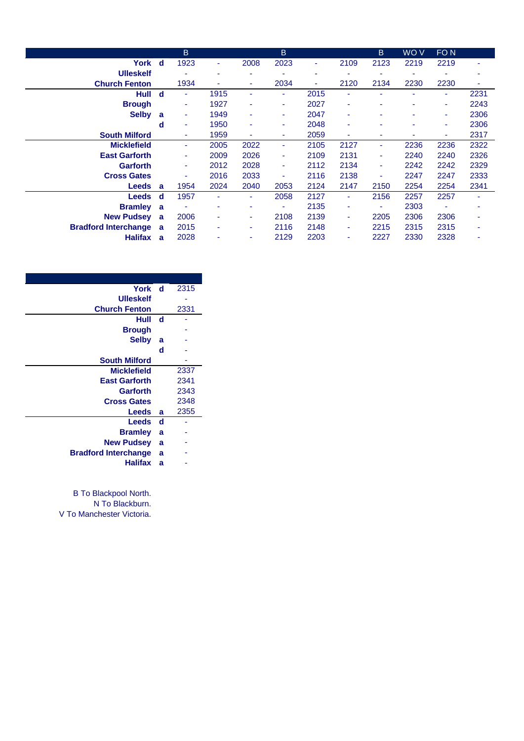| | | B | | | B | | | B | WO V | FO N | |
|---|---|---|---|---|---|---|---|---|---|---|---|
| York | d | 1923 | - | 2008 | 2023 | - | 2109 | 2123 | 2219 | 2219 | - |
| Ulleskelf | | - | - | - | - | - | - | - | - | - | - |
| Church Fenton | | 1934 | - | - | 2034 | - | 2120 | 2134 | 2230 | 2230 | - |
| Hull | d | - | 1915 | - | - | 2015 | - | - | - | - | 2231 |
| Brough | | - | 1927 | - | - | 2027 | - | - | - | - | 2243 |
| Selby | a | - | 1949 | - | - | 2047 | - | - | - | - | 2306 |
| | d | - | 1950 | - | - | 2048 | - | - | - | - | 2306 |
| South Milford | | - | 1959 | - | - | 2059 | - | - | - | - | 2317 |
| Micklefield | | - | 2005 | 2022 | - | 2105 | 2127 | - | 2236 | 2236 | 2322 |
| East Garforth | | - | 2009 | 2026 | - | 2109 | 2131 | - | 2240 | 2240 | 2326 |
| Garforth | | - | 2012 | 2028 | - | 2112 | 2134 | - | 2242 | 2242 | 2329 |
| Cross Gates | | - | 2016 | 2033 | - | 2116 | 2138 | - | 2247 | 2247 | 2333 |
| Leeds | a | 1954 | 2024 | 2040 | 2053 | 2124 | 2147 | 2150 | 2254 | 2254 | 2341 |
| Leeds | d | 1957 | - | - | 2058 | 2127 | - | 2156 | 2257 | 2257 | - |
| Bramley | a | - | - | - | - | 2135 | - | - | 2303 | - | - |
| New Pudsey | a | 2006 | - | - | 2108 | 2139 | - | 2205 | 2306 | 2306 | - |
| Bradford Interchange | a | 2015 | - | - | 2116 | 2148 | - | 2215 | 2315 | 2315 | - |
| Halifax | a | 2028 | - | - | 2129 | 2203 | - | 2227 | 2330 | 2328 | - |

| | | |
|---|---|---|
| York | d | 2315 |
| Ulleskelf | | - |
| Church Fenton | | 2331 |
| Hull | d | - |
| Brough | | - |
| Selby | a | - |
| | d | - |
| South Milford | | - |
| Micklefield | | 2337 |
| East Garforth | | 2341 |
| Garforth | | 2343 |
| Cross Gates | | 2348 |
| Leeds | a | 2355 |
| Leeds | d | - |
| Bramley | a | - |
| New Pudsey | a | - |
| Bradford Interchange | a | - |
| Halifax | a | - |

B To Blackpool North.
N To Blackburn.
V To Manchester Victoria.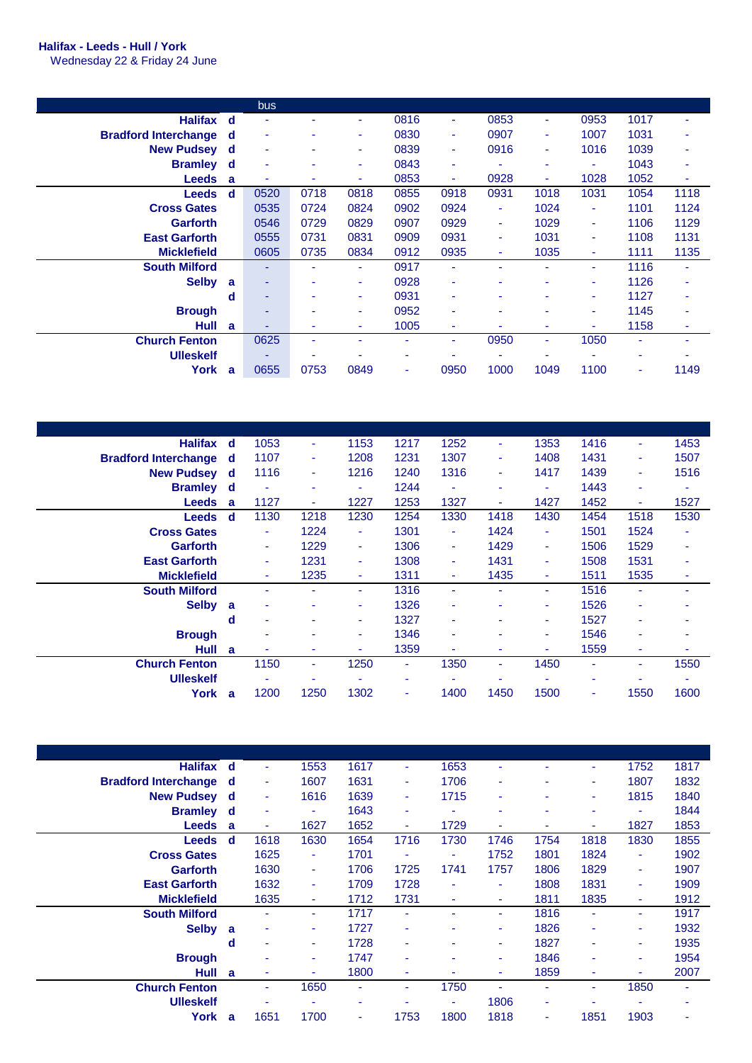**Halifax - Leeds - Hull / York**
Wednesday 22 & Friday 24 June

| | | bus | | | | | | | | | |
|---|---|---|---|---|---|---|---|---|---|---|---|
| **Halifax** | **d** | - | - | - | 0816 | - | 0853 | - | 0953 | 1017 | - |
| **Bradford Interchange** | **d** | - | - | - | 0830 | - | 0907 | - | 1007 | 1031 | - |
| **New Pudsey** | **d** | - | - | - | 0839 | - | 0916 | - | 1016 | 1039 | - |
| **Bramley** | **d** | - | - | - | 0843 | - | - | - | - | 1043 | - |
| **Leeds** | **a** | - | - | - | 0853 | - | 0928 | - | 1028 | 1052 | - |
| **Leeds** | **d** | 0520 | 0718 | 0818 | 0855 | 0918 | 0931 | 1018 | 1031 | 1054 | 1118 |
| **Cross Gates** | | 0535 | 0724 | 0824 | 0902 | 0924 | - | 1024 | - | 1101 | 1124 |
| **Garforth** | | 0546 | 0729 | 0829 | 0907 | 0929 | - | 1029 | - | 1106 | 1129 |
| **East Garforth** | | 0555 | 0731 | 0831 | 0909 | 0931 | - | 1031 | - | 1108 | 1131 |
| **Micklefield** | | 0605 | 0735 | 0834 | 0912 | 0935 | - | 1035 | - | 1111 | 1135 |
| **South Milford** | | - | - | - | 0917 | - | - | - | - | 1116 | - |
| **Selby** | **a** | - | - | - | 0928 | - | - | - | - | 1126 | - |
| | **d** | - | - | - | 0931 | - | - | - | - | 1127 | - |
| **Brough** | | - | - | - | 0952 | - | - | - | - | 1145 | - |
| **Hull** | **a** | - | - | - | 1005 | - | - | - | - | 1158 | - |
| **Church Fenton** | | 0625 | - | - | - | - | 0950 | - | 1050 | - | - |
| **Ulleskelf** | | - | - | - | - | - | - | - | - | - | - |
| **York** | **a** | 0655 | 0753 | 0849 | - | 0950 | 1000 | 1049 | 1100 | - | 1149 |

| | | | | | | | | | | | |
|---|---|---|---|---|---|---|---|---|---|---|---|
| **Halifax** | **d** | 1053 | - | 1153 | 1217 | 1252 | - | 1353 | 1416 | - | 1453 |
| **Bradford Interchange** | **d** | 1107 | - | 1208 | 1231 | 1307 | - | 1408 | 1431 | - | 1507 |
| **New Pudsey** | **d** | 1116 | - | 1216 | 1240 | 1316 | - | 1417 | 1439 | - | 1516 |
| **Bramley** | **d** | - | - | - | 1244 | - | - | - | 1443 | - | - |
| **Leeds** | **a** | 1127 | - | 1227 | 1253 | 1327 | - | 1427 | 1452 | - | 1527 |
| **Leeds** | **d** | 1130 | 1218 | 1230 | 1254 | 1330 | 1418 | 1430 | 1454 | 1518 | 1530 |
| **Cross Gates** | | - | 1224 | - | 1301 | - | 1424 | - | 1501 | 1524 | - |
| **Garforth** | | - | 1229 | - | 1306 | - | 1429 | - | 1506 | 1529 | - |
| **East Garforth** | | - | 1231 | - | 1308 | - | 1431 | - | 1508 | 1531 | - |
| **Micklefield** | | - | 1235 | - | 1311 | - | 1435 | - | 1511 | 1535 | - |
| **South Milford** | | - | - | - | 1316 | - | - | - | 1516 | - | - |
| **Selby** | **a** | - | - | - | 1326 | - | - | - | 1526 | - | - |
| | **d** | - | - | - | 1327 | - | - | - | 1527 | - | - |
| **Brough** | | - | - | - | 1346 | - | - | - | 1546 | - | - |
| **Hull** | **a** | - | - | - | 1359 | - | - | - | 1559 | - | - |
| **Church Fenton** | | 1150 | - | 1250 | - | 1350 | - | 1450 | - | - | 1550 |
| **Ulleskelf** | | - | - | - | - | - | - | - | - | - | - |
| **York** | **a** | 1200 | 1250 | 1302 | - | 1400 | 1450 | 1500 | - | 1550 | 1600 |

| | | | | | | | | | | | |
|---|---|---|---|---|---|---|---|---|---|---|---|
| **Halifax** | **d** | - | 1553 | 1617 | - | 1653 | - | - | - | 1752 | 1817 |
| **Bradford Interchange** | **d** | - | 1607 | 1631 | - | 1706 | - | - | - | 1807 | 1832 |
| **New Pudsey** | **d** | - | 1616 | 1639 | - | 1715 | - | - | - | 1815 | 1840 |
| **Bramley** | **d** | - | - | 1643 | - | - | - | - | - | - | 1844 |
| **Leeds** | **a** | - | 1627 | 1652 | - | 1729 | - | - | - | 1827 | 1853 |
| **Leeds** | **d** | 1618 | 1630 | 1654 | 1716 | 1730 | 1746 | 1754 | 1818 | 1830 | 1855 |
| **Cross Gates** | | 1625 | - | 1701 | - | - | 1752 | 1801 | 1824 | - | 1902 |
| **Garforth** | | 1630 | - | 1706 | 1725 | 1741 | 1757 | 1806 | 1829 | - | 1907 |
| **East Garforth** | | 1632 | - | 1709 | 1728 | - | - | 1808 | 1831 | - | 1909 |
| **Micklefield** | | 1635 | - | 1712 | 1731 | - | - | 1811 | 1835 | - | 1912 |
| **South Milford** | | - | - | 1717 | - | - | - | 1816 | - | - | 1917 |
| **Selby** | **a** | - | - | 1727 | - | - | - | 1826 | - | - | 1932 |
| | **d** | - | - | 1728 | - | - | - | 1827 | - | - | 1935 |
| **Brough** | | - | - | 1747 | - | - | - | 1846 | - | - | 1954 |
| **Hull** | **a** | - | - | 1800 | - | - | - | 1859 | - | - | 2007 |
| **Church Fenton** | | - | 1650 | - | - | 1750 | - | - | - | 1850 | - |
| **Ulleskelf** | | - | - | - | - | - | 1806 | - | - | - | - |
| **York** | **a** | 1651 | 1700 | - | 1753 | 1800 | 1818 | - | 1851 | 1903 | - |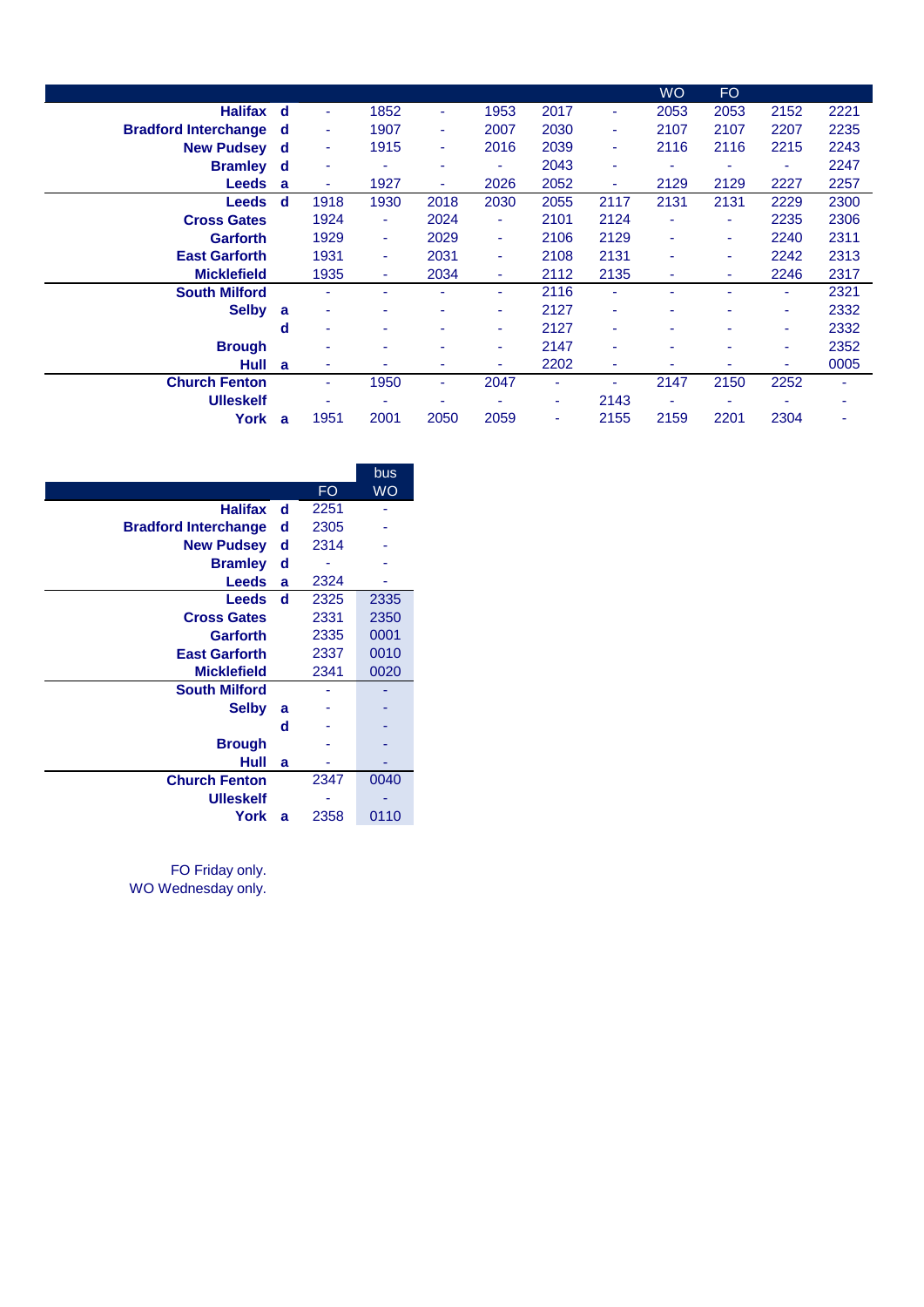| | | | | | | | | | WO | FO | | |
|---|---|---|---|---|---|---|---|---|---|---|---|---|
| Halifax | d | - | 1852 | - | 1953 | 2017 | - | 2053 | 2053 | 2152 | 2221 |
| Bradford Interchange | d | - | 1907 | - | 2007 | 2030 | - | 2107 | 2107 | 2207 | 2235 |
| New Pudsey | d | - | 1915 | - | 2016 | 2039 | - | 2116 | 2116 | 2215 | 2243 |
| Bramley | d | - | - | - | - | 2043 | - | - | - | - | 2247 |
| Leeds | a | - | 1927 | - | 2026 | 2052 | - | 2129 | 2129 | 2227 | 2257 |
| Leeds | d | 1918 | 1930 | 2018 | 2030 | 2055 | 2117 | 2131 | 2131 | 2229 | 2300 |
| Cross Gates | | 1924 | - | 2024 | - | 2101 | 2124 | - | - | 2235 | 2306 |
| Garforth | | 1929 | - | 2029 | - | 2106 | 2129 | - | - | 2240 | 2311 |
| East Garforth | | 1931 | - | 2031 | - | 2108 | 2131 | - | - | 2242 | 2313 |
| Micklefield | | 1935 | - | 2034 | - | 2112 | 2135 | - | - | 2246 | 2317 |
| South Milford | | - | - | - | - | 2116 | - | - | - | - | 2321 |
| Selby | a | - | - | - | - | 2127 | - | - | - | - | 2332 |
| | d | - | - | - | - | 2127 | - | - | - | - | 2332 |
| Brough | | - | - | - | - | 2147 | - | - | - | - | 2352 |
| Hull | a | - | - | - | - | 2202 | - | - | - | - | 0005 |
| Church Fenton | | - | 1950 | - | 2047 | - | - | 2147 | 2150 | 2252 | - |
| Ulleskelf | | - | - | - | - | - | 2143 | - | - | - | - |
| York | a | 1951 | 2001 | 2050 | 2059 | - | 2155 | 2159 | 2201 | 2304 | - |

| | | | bus |
|---|---|---|---|
| | | FO | WO |
| Halifax | d | 2251 | - |
| Bradford Interchange | d | 2305 | - |
| New Pudsey | d | 2314 | - |
| Bramley | d | - | - |
| Leeds | a | 2324 | - |
| Leeds | d | 2325 | 2335 |
| Cross Gates | | 2331 | 2350 |
| Garforth | | 2335 | 0001 |
| East Garforth | | 2337 | 0010 |
| Micklefield | | 2341 | 0020 |
| South Milford | | - | - |
| Selby | a | - | - |
| | d | - | - |
| Brough | | - | - |
| Hull | a | - | - |
| Church Fenton | | 2347 | 0040 |
| Ulleskelf | | - | - |
| York | a | 2358 | 0110 |

FO Friday only.
WO Wednesday only.